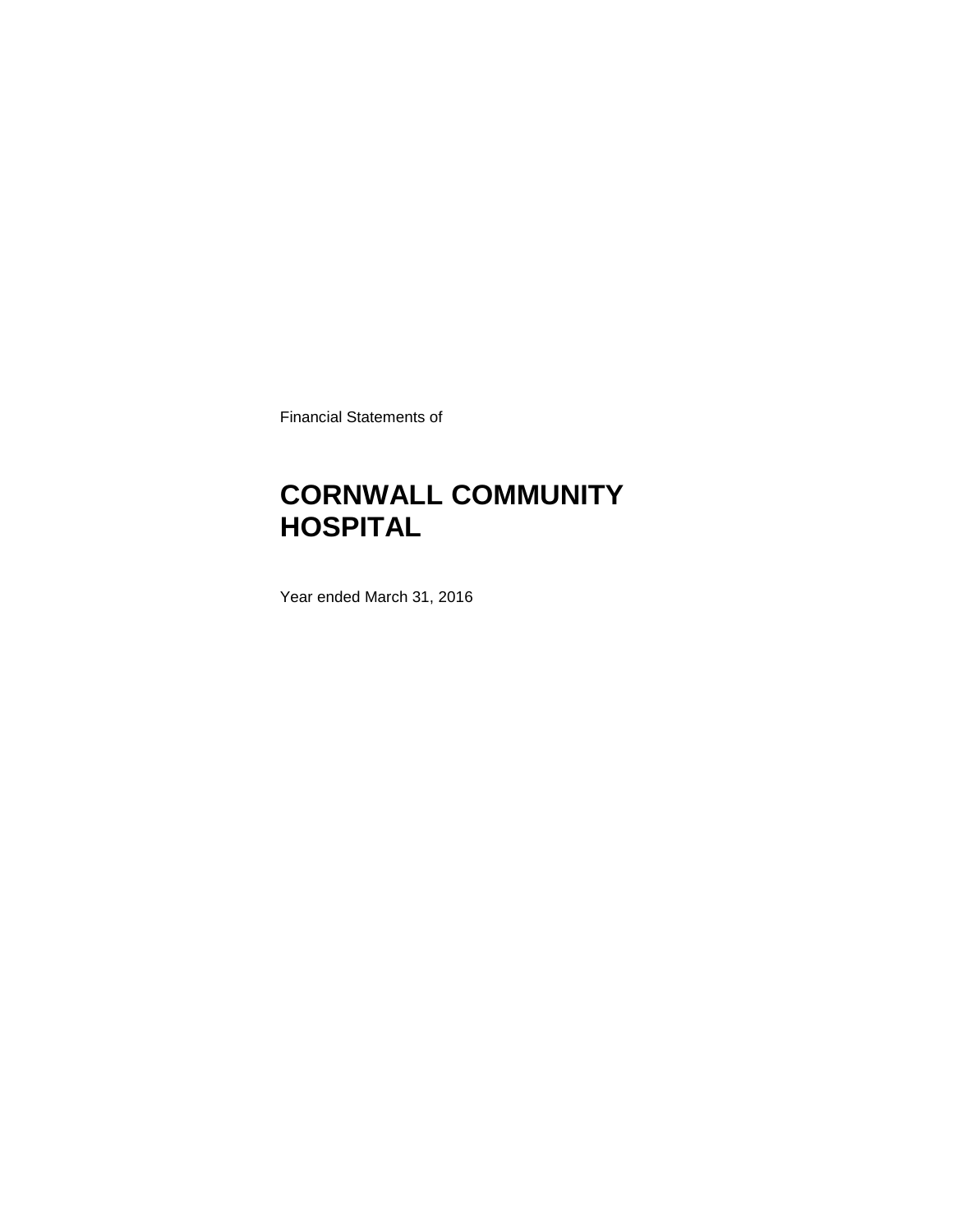Financial Statements of

# CORNWALL COMMUNITY HOSPITAL

Year ended March 31, 2016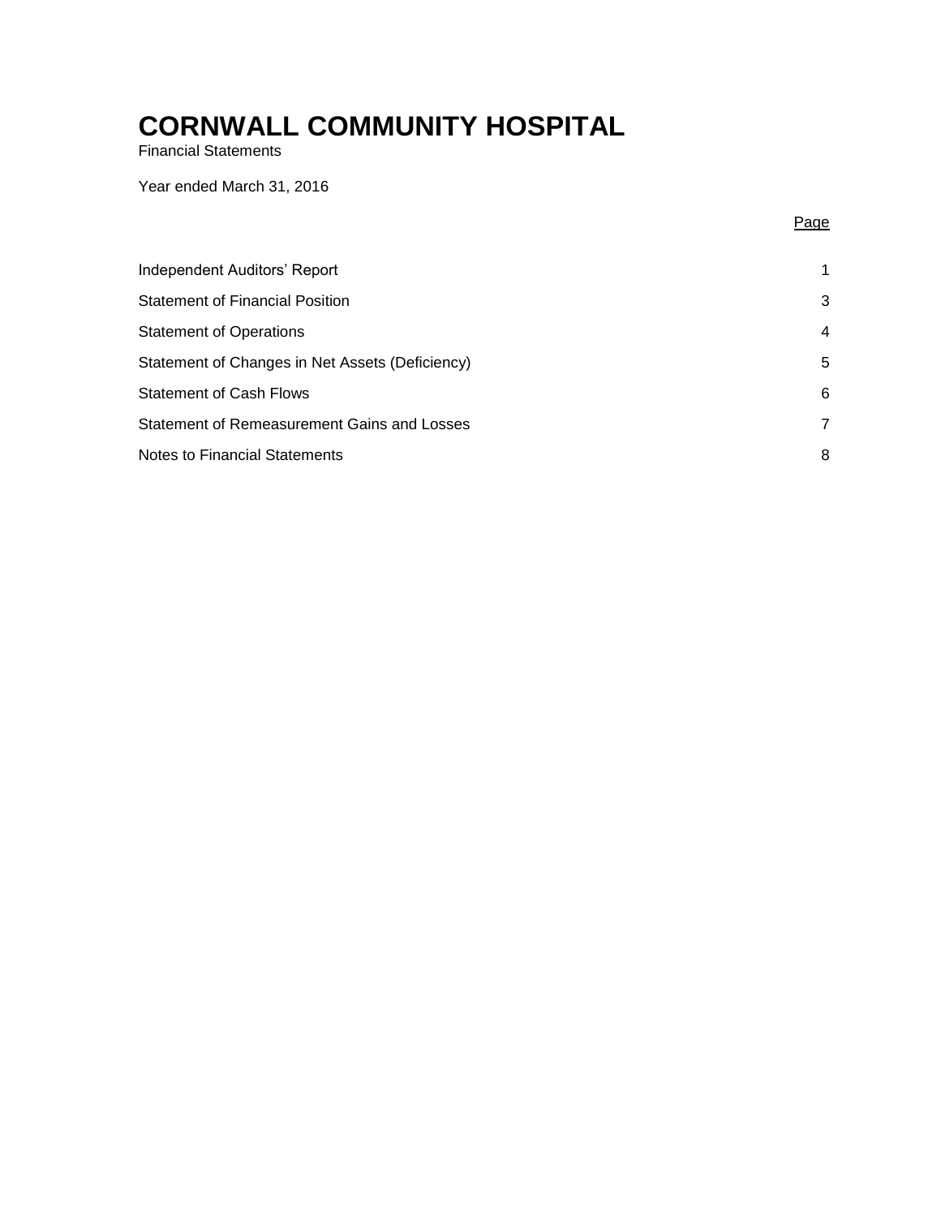# CORNWALL COMMUNITY HOSPITAL

Financial Statements

Year ended March 31, 2016

| | Page |
|---|---|
| Independent Auditors' Report | 1 |
| Statement of Financial Position | 3 |
| Statement of Operations | 4 |
| Statement of Changes in Net Assets (Deficiency) | 5 |
| Statement of Cash Flows | 6 |
| Statement of Remeasurement Gains and Losses | 7 |
| Notes to Financial Statements | 8 |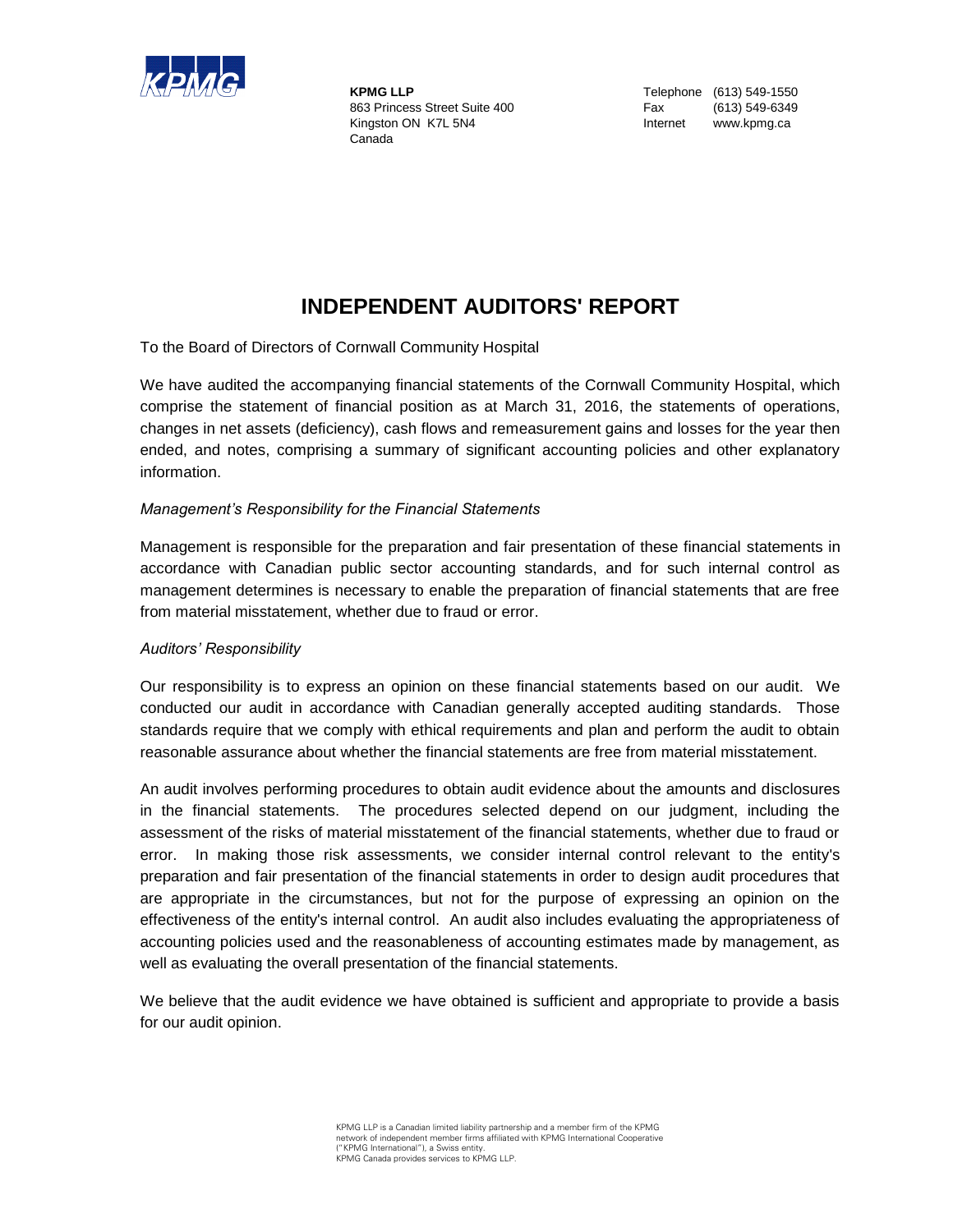**KPMG LLP**
863 Princess Street Suite 400
Kingston ON K7L 5N4
Canada

Telephone (613) 549-1550
Fax (613) 549-6349
Internet www.kpmg.ca

# INDEPENDENT AUDITORS' REPORT

To the Board of Directors of Cornwall Community Hospital

We have audited the accompanying financial statements of the Cornwall Community Hospital, which comprise the statement of financial position as at March 31, 2016, the statements of operations, changes in net assets (deficiency), cash flows and remeasurement gains and losses for the year then ended, and notes, comprising a summary of significant accounting policies and other explanatory information.

*Management's Responsibility for the Financial Statements*

Management is responsible for the preparation and fair presentation of these financial statements in accordance with Canadian public sector accounting standards, and for such internal control as management determines is necessary to enable the preparation of financial statements that are free from material misstatement, whether due to fraud or error.

*Auditors' Responsibility*

Our responsibility is to express an opinion on these financial statements based on our audit. We conducted our audit in accordance with Canadian generally accepted auditing standards. Those standards require that we comply with ethical requirements and plan and perform the audit to obtain reasonable assurance about whether the financial statements are free from material misstatement.

An audit involves performing procedures to obtain audit evidence about the amounts and disclosures in the financial statements. The procedures selected depend on our judgment, including the assessment of the risks of material misstatement of the financial statements, whether due to fraud or error. In making those risk assessments, we consider internal control relevant to the entity's preparation and fair presentation of the financial statements in order to design audit procedures that are appropriate in the circumstances, but not for the purpose of expressing an opinion on the effectiveness of the entity's internal control. An audit also includes evaluating the appropriateness of accounting policies used and the reasonableness of accounting estimates made by management, as well as evaluating the overall presentation of the financial statements.

We believe that the audit evidence we have obtained is sufficient and appropriate to provide a basis for our audit opinion.

KPMG LLP is a Canadian limited liability partnership and a member firm of the KPMG network of independent member firms affiliated with KPMG International Cooperative ("KPMG International"), a Swiss entity.
KPMG Canada provides services to KPMG LLP.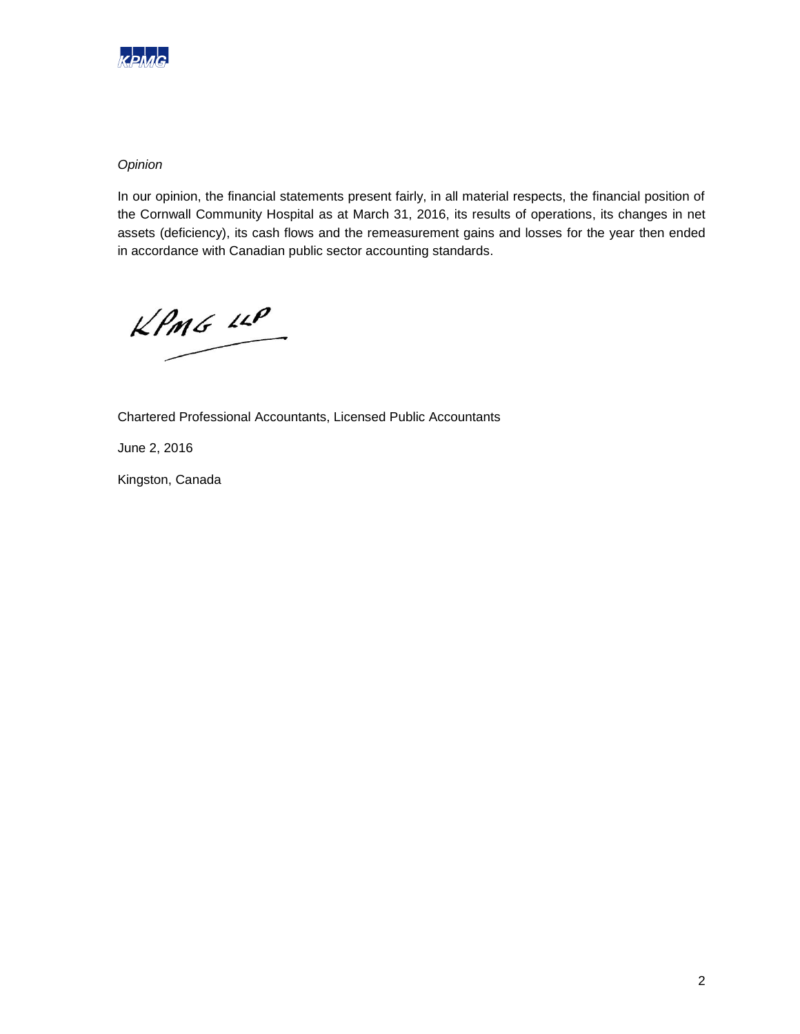*Opinion*

In our opinion, the financial statements present fairly, in all material respects, the financial position of the Cornwall Community Hospital as at March 31, 2016, its results of operations, its changes in net assets (deficiency), its cash flows and the remeasurement gains and losses for the year then ended in accordance with Canadian public sector accounting standards.

KPMG LLP

Chartered Professional Accountants, Licensed Public Accountants

June 2, 2016

Kingston, Canada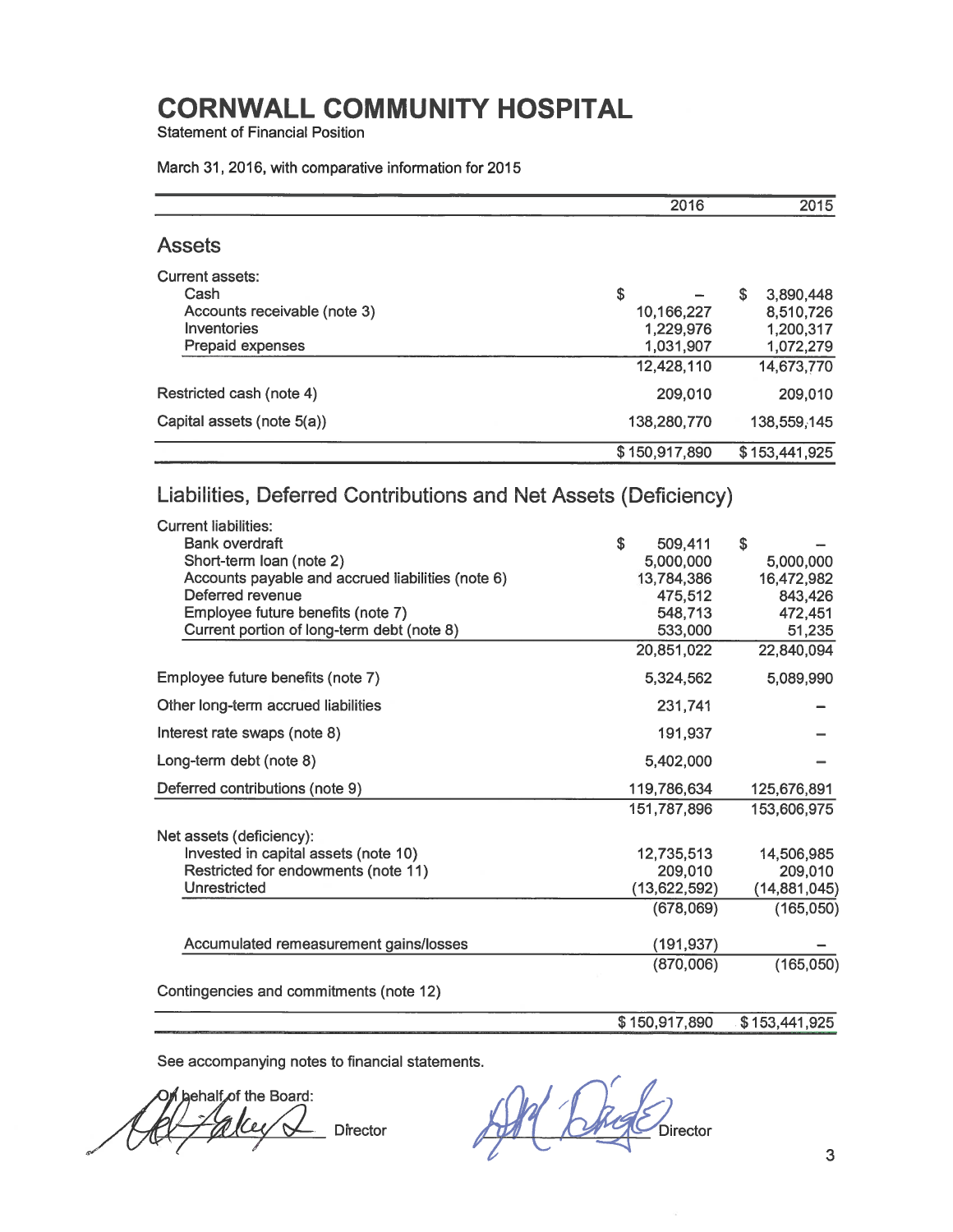# CORNWALL COMMUNITY HOSPITAL

Statement of Financial Position

March 31, 2016, with comparative information for 2015

| | 2016 | 2015 |
|---|---|---|
| **Assets** | | |
| Current assets: | | |
| Cash | $ – | $ 3,890,448 |
| Accounts receivable (note 3) | 10,166,227 | 8,510,726 |
| Inventories | 1,229,976 | 1,200,317 |
| Prepaid expenses | 1,031,907 | 1,072,279 |
| | 12,428,110 | 14,673,770 |
| Restricted cash (note 4) | 209,010 | 209,010 |
| Capital assets (note 5(a)) | 138,280,770 | 138,559,145 |
| | $ 150,917,890 | $ 153,441,925 |
| **Liabilities, Deferred Contributions and Net Assets (Deficiency)** | | |
| Current liabilities: | | |
| Bank overdraft | $ 509,411 | $ – |
| Short-term loan (note 2) | 5,000,000 | 5,000,000 |
| Accounts payable and accrued liabilities (note 6) | 13,784,386 | 16,472,982 |
| Deferred revenue | 475,512 | 843,426 |
| Employee future benefits (note 7) | 548,713 | 472,451 |
| Current portion of long-term debt (note 8) | 533,000 | 51,235 |
| | 20,851,022 | 22,840,094 |
| Employee future benefits (note 7) | 5,324,562 | 5,089,990 |
| Other long-term accrued liabilities | 231,741 | – |
| Interest rate swaps (note 8) | 191,937 | – |
| Long-term debt (note 8) | 5,402,000 | – |
| Deferred contributions (note 9) | 119,786,634 | 125,676,891 |
| | 151,787,896 | 153,606,975 |
| Net assets (deficiency): | | |
| Invested in capital assets (note 10) | 12,735,513 | 14,506,985 |
| Restricted for endowments (note 11) | 209,010 | 209,010 |
| Unrestricted | (13,622,592) | (14,881,045) |
| | (678,069) | (165,050) |
| Accumulated remeasurement gains/losses | (191,937) | – |
| | (870,006) | (165,050) |
| Contingencies and commitments (note 12) | | |
| | $ 150,917,890 | $ 153,441,925 |

See accompanying notes to financial statements.

On behalf of the Board:

Director

Director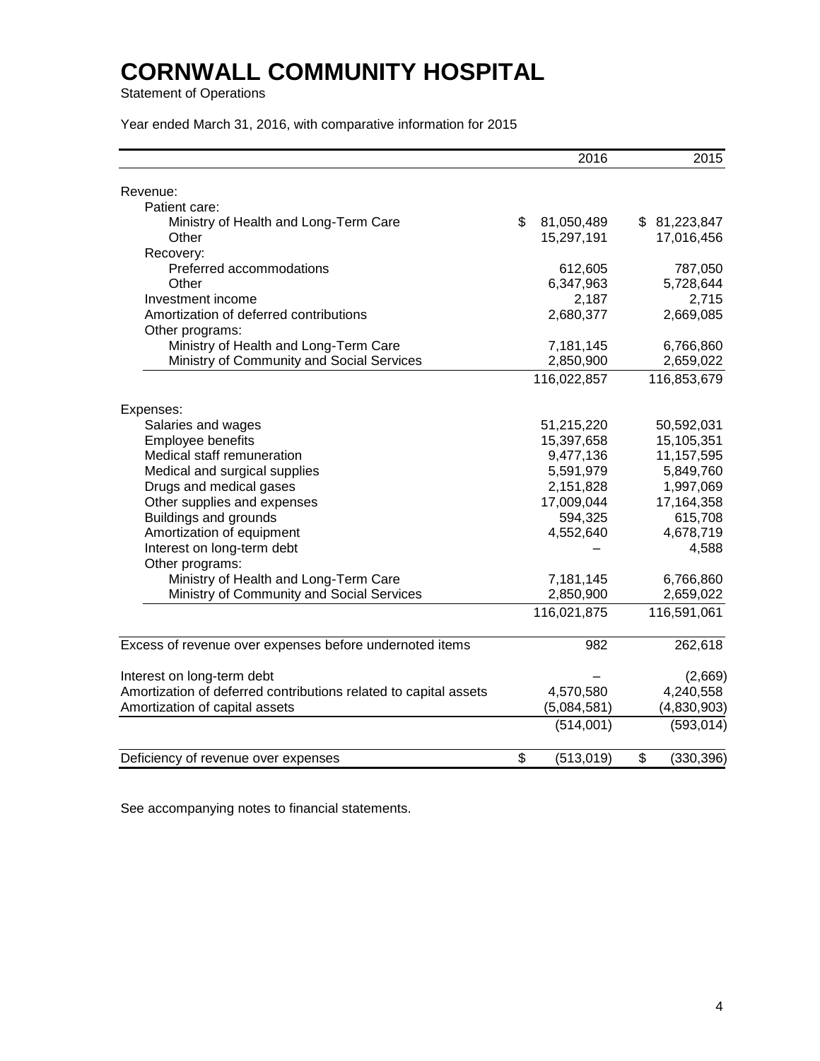# CORNWALL COMMUNITY HOSPITAL

Statement of Operations

Year ended March 31, 2016, with comparative information for 2015

| | 2016 | 2015 |
|---|---|---|
| Revenue: | | |
| Patient care: | | |
| Ministry of Health and Long-Term Care | $ 81,050,489 | $ 81,223,847 |
| Other | 15,297,191 | 17,016,456 |
| Recovery: | | |
| Preferred accommodations | 612,605 | 787,050 |
| Other | 6,347,963 | 5,728,644 |
| Investment income | 2,187 | 2,715 |
| Amortization of deferred contributions | 2,680,377 | 2,669,085 |
| Other programs: | | |
| Ministry of Health and Long-Term Care | 7,181,145 | 6,766,860 |
| Ministry of Community and Social Services | 2,850,900 | 2,659,022 |
| | 116,022,857 | 116,853,679 |
| Expenses: | | |
| Salaries and wages | 51,215,220 | 50,592,031 |
| Employee benefits | 15,397,658 | 15,105,351 |
| Medical staff remuneration | 9,477,136 | 11,157,595 |
| Medical and surgical supplies | 5,591,979 | 5,849,760 |
| Drugs and medical gases | 2,151,828 | 1,997,069 |
| Other supplies and expenses | 17,009,044 | 17,164,358 |
| Buildings and grounds | 594,325 | 615,708 |
| Amortization of equipment | 4,552,640 | 4,678,719 |
| Interest on long-term debt | – | 4,588 |
| Other programs: | | |
| Ministry of Health and Long-Term Care | 7,181,145 | 6,766,860 |
| Ministry of Community and Social Services | 2,850,900 | 2,659,022 |
| | 116,021,875 | 116,591,061 |
| Excess of revenue over expenses before undernoted items | 982 | 262,618 |
| Interest on long-term debt | – | (2,669) |
| Amortization of deferred contributions related to capital assets | 4,570,580 | 4,240,558 |
| Amortization of capital assets | (5,084,581) | (4,830,903) |
| | (514,001) | (593,014) |
| Deficiency of revenue over expenses | $ (513,019) | $ (330,396) |

See accompanying notes to financial statements.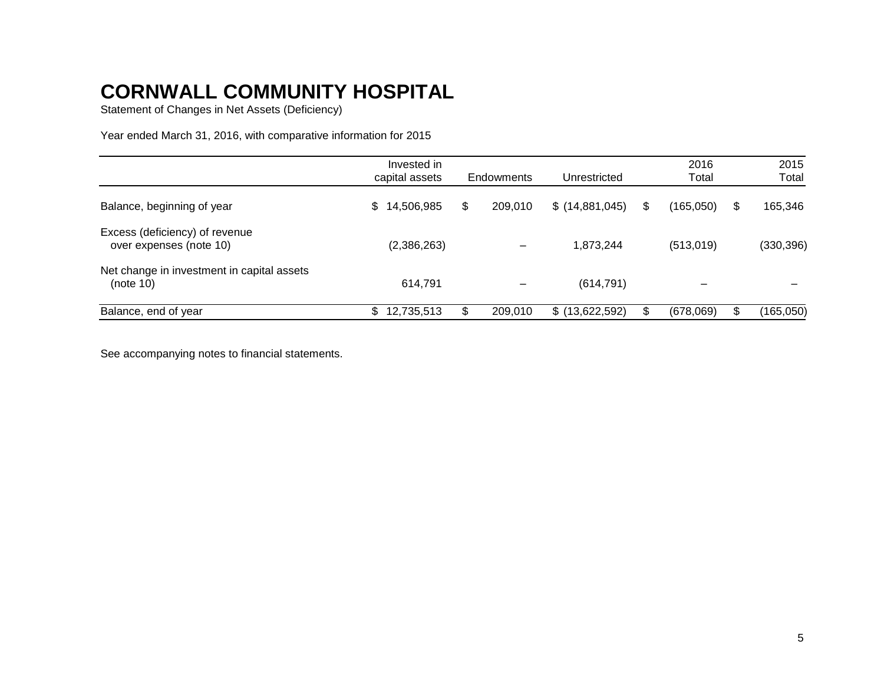# CORNWALL COMMUNITY HOSPITAL

Statement of Changes in Net Assets (Deficiency)

Year ended March 31, 2016, with comparative information for 2015

| | Invested in capital assets | Endowments | Unrestricted | 2016 Total | 2015 Total |
|---|---|---|---|---|---|
| Balance, beginning of year | $ 14,506,985 | $ 209,010 | $ (14,881,045) | $ (165,050) | $ 165,346 |
| Excess (deficiency) of revenue over expenses (note 10) | (2,386,263) | – | 1,873,244 | (513,019) | (330,396) |
| Net change in investment in capital assets (note 10) | 614,791 | – | (614,791) | – | – |
| Balance, end of year | $ 12,735,513 | $ 209,010 | $ (13,622,592) | $ (678,069) | $ (165,050) |

See accompanying notes to financial statements.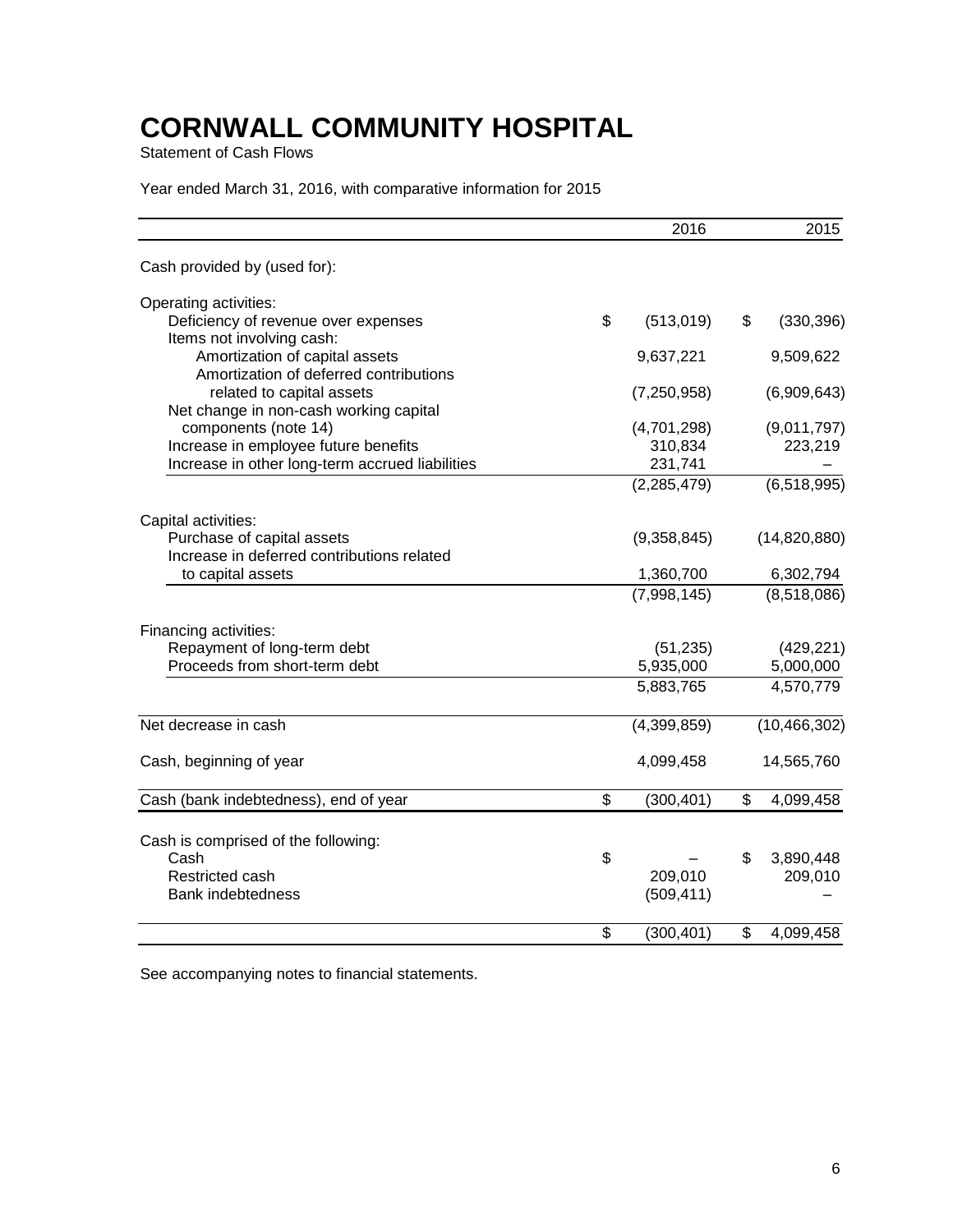# CORNWALL COMMUNITY HOSPITAL

Statement of Cash Flows

Year ended March 31, 2016, with comparative information for 2015

| | 2016 | 2015 |
|---|---|---|
| Cash provided by (used for): | | |
| Operating activities: | | |
| Deficiency of revenue over expenses | $ (513,019) | $ (330,396) |
| Items not involving cash: | | |
| Amortization of capital assets | 9,637,221 | 9,509,622 |
| Amortization of deferred contributions related to capital assets | (7,250,958) | (6,909,643) |
| Net change in non-cash working capital components (note 14) | (4,701,298) | (9,011,797) |
| Increase in employee future benefits | 310,834 | 223,219 |
| Increase in other long-term accrued liabilities | 231,741 | – |
| | (2,285,479) | (6,518,995) |
| Capital activities: | | |
| Purchase of capital assets | (9,358,845) | (14,820,880) |
| Increase in deferred contributions related to capital assets | 1,360,700 | 6,302,794 |
| | (7,998,145) | (8,518,086) |
| Financing activities: | | |
| Repayment of long-term debt | (51,235) | (429,221) |
| Proceeds from short-term debt | 5,935,000 | 5,000,000 |
| | 5,883,765 | 4,570,779 |
| Net decrease in cash | (4,399,859) | (10,466,302) |
| Cash, beginning of year | 4,099,458 | 14,565,760 |
| Cash (bank indebtedness), end of year | $ (300,401) | $ 4,099,458 |
| Cash is comprised of the following: | | |
| Cash | $ – | $ 3,890,448 |
| Restricted cash | 209,010 | 209,010 |
| Bank indebtedness | (509,411) | – |
| | $ (300,401) | $ 4,099,458 |

See accompanying notes to financial statements.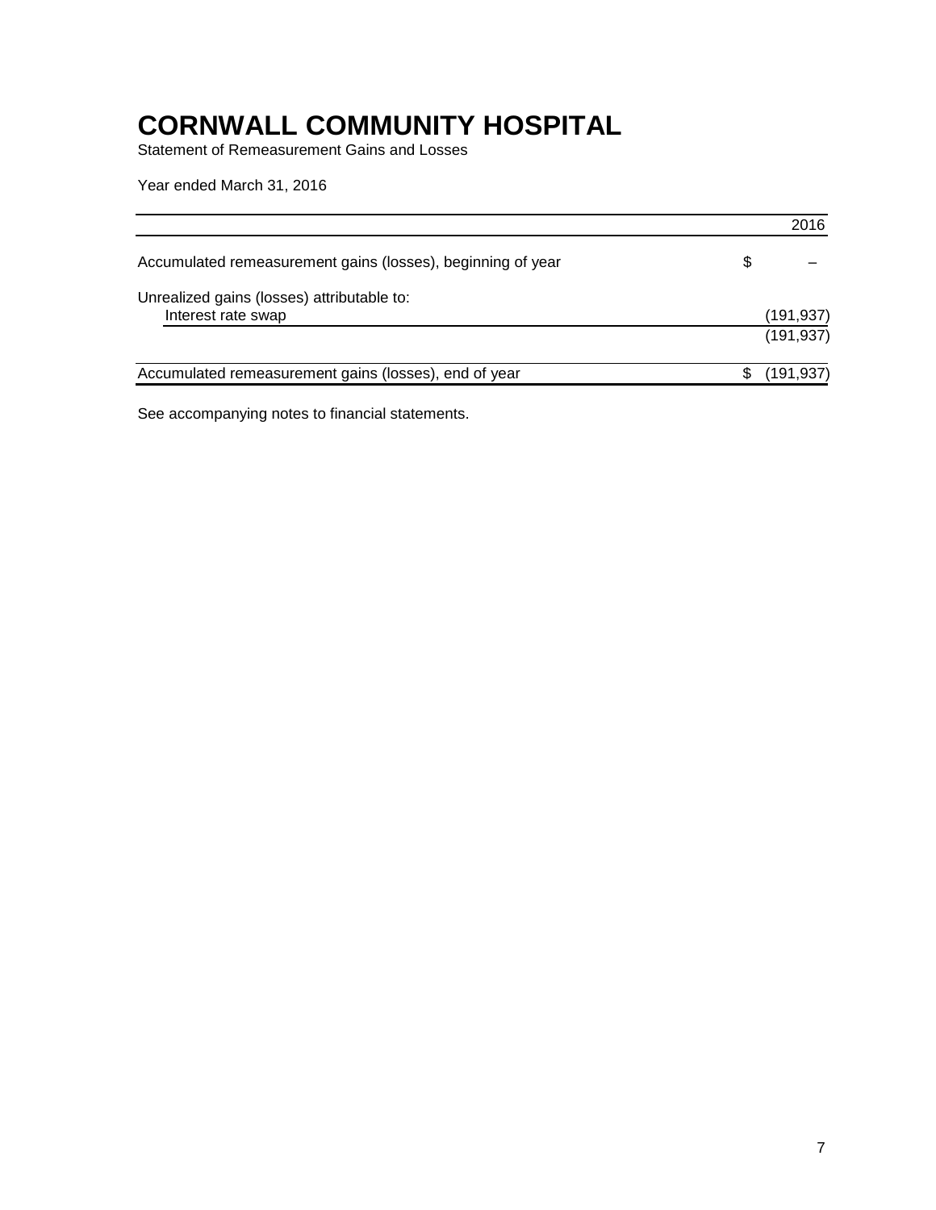# CORNWALL COMMUNITY HOSPITAL

Statement of Remeasurement Gains and Losses

Year ended March 31, 2016

| | 2016 |
|---|---|
| Accumulated remeasurement gains (losses), beginning of year | $ – |
| Unrealized gains (losses) attributable to: | |
| Interest rate swap | (191,937) |
| | (191,937) |
| Accumulated remeasurement gains (losses), end of year | $ (191,937) |

See accompanying notes to financial statements.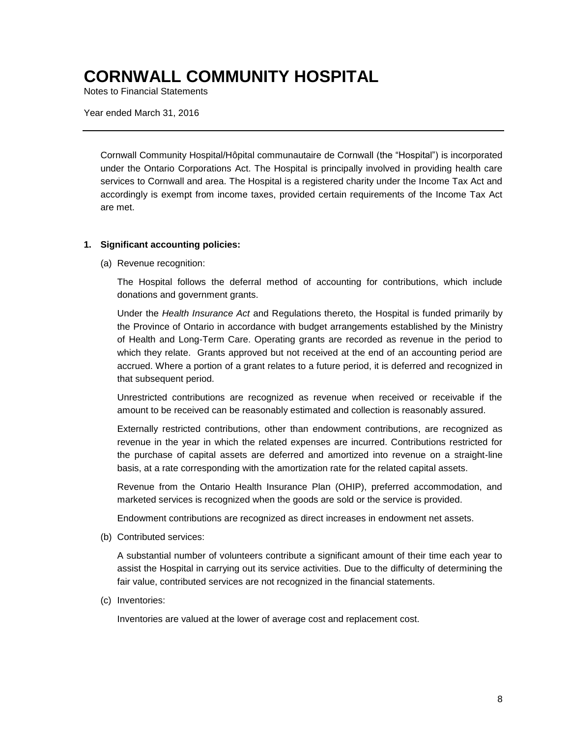# CORNWALL COMMUNITY HOSPITAL

Notes to Financial Statements

Year ended March 31, 2016

---

Cornwall Community Hospital/Hôpital communautaire de Cornwall (the "Hospital") is incorporated under the Ontario Corporations Act. The Hospital is principally involved in providing health care services to Cornwall and area. The Hospital is a registered charity under the Income Tax Act and accordingly is exempt from income taxes, provided certain requirements of the Income Tax Act are met.

## 1. Significant accounting policies:

(a) Revenue recognition:

The Hospital follows the deferral method of accounting for contributions, which include donations and government grants.

Under the *Health Insurance Act* and Regulations thereto, the Hospital is funded primarily by the Province of Ontario in accordance with budget arrangements established by the Ministry of Health and Long-Term Care. Operating grants are recorded as revenue in the period to which they relate. Grants approved but not received at the end of an accounting period are accrued. Where a portion of a grant relates to a future period, it is deferred and recognized in that subsequent period.

Unrestricted contributions are recognized as revenue when received or receivable if the amount to be received can be reasonably estimated and collection is reasonably assured.

Externally restricted contributions, other than endowment contributions, are recognized as revenue in the year in which the related expenses are incurred. Contributions restricted for the purchase of capital assets are deferred and amortized into revenue on a straight-line basis, at a rate corresponding with the amortization rate for the related capital assets.

Revenue from the Ontario Health Insurance Plan (OHIP), preferred accommodation, and marketed services is recognized when the goods are sold or the service is provided.

Endowment contributions are recognized as direct increases in endowment net assets.

(b) Contributed services:

A substantial number of volunteers contribute a significant amount of their time each year to assist the Hospital in carrying out its service activities. Due to the difficulty of determining the fair value, contributed services are not recognized in the financial statements.

(c) Inventories:

Inventories are valued at the lower of average cost and replacement cost.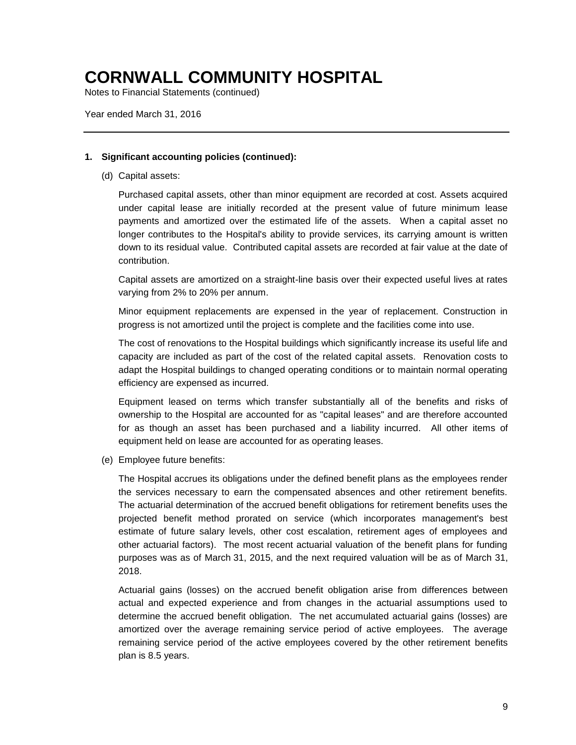# CORNWALL COMMUNITY HOSPITAL

Notes to Financial Statements (continued)

Year ended March 31, 2016

---

**1. Significant accounting policies (continued):**

(d) Capital assets:

Purchased capital assets, other than minor equipment are recorded at cost. Assets acquired under capital lease are initially recorded at the present value of future minimum lease payments and amortized over the estimated life of the assets. When a capital asset no longer contributes to the Hospital's ability to provide services, its carrying amount is written down to its residual value. Contributed capital assets are recorded at fair value at the date of contribution.

Capital assets are amortized on a straight-line basis over their expected useful lives at rates varying from 2% to 20% per annum.

Minor equipment replacements are expensed in the year of replacement. Construction in progress is not amortized until the project is complete and the facilities come into use.

The cost of renovations to the Hospital buildings which significantly increase its useful life and capacity are included as part of the cost of the related capital assets. Renovation costs to adapt the Hospital buildings to changed operating conditions or to maintain normal operating efficiency are expensed as incurred.

Equipment leased on terms which transfer substantially all of the benefits and risks of ownership to the Hospital are accounted for as "capital leases" and are therefore accounted for as though an asset has been purchased and a liability incurred. All other items of equipment held on lease are accounted for as operating leases.

(e) Employee future benefits:

The Hospital accrues its obligations under the defined benefit plans as the employees render the services necessary to earn the compensated absences and other retirement benefits. The actuarial determination of the accrued benefit obligations for retirement benefits uses the projected benefit method prorated on service (which incorporates management's best estimate of future salary levels, other cost escalation, retirement ages of employees and other actuarial factors). The most recent actuarial valuation of the benefit plans for funding purposes was as of March 31, 2015, and the next required valuation will be as of March 31, 2018.

Actuarial gains (losses) on the accrued benefit obligation arise from differences between actual and expected experience and from changes in the actuarial assumptions used to determine the accrued benefit obligation. The net accumulated actuarial gains (losses) are amortized over the average remaining service period of active employees. The average remaining service period of the active employees covered by the other retirement benefits plan is 8.5 years.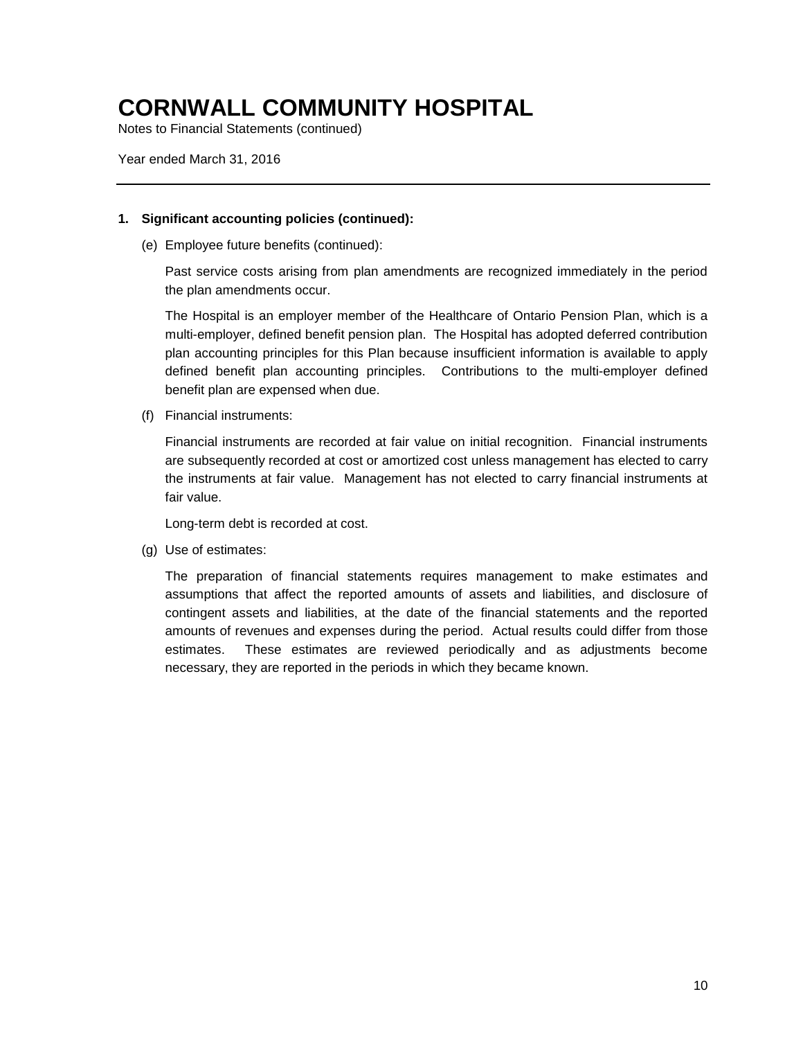# CORNWALL COMMUNITY HOSPITAL

Notes to Financial Statements (continued)

Year ended March 31, 2016

---

**1. Significant accounting policies (continued):**

(e) Employee future benefits (continued):

Past service costs arising from plan amendments are recognized immediately in the period the plan amendments occur.

The Hospital is an employer member of the Healthcare of Ontario Pension Plan, which is a multi-employer, defined benefit pension plan. The Hospital has adopted deferred contribution plan accounting principles for this Plan because insufficient information is available to apply defined benefit plan accounting principles. Contributions to the multi-employer defined benefit plan are expensed when due.

(f) Financial instruments:

Financial instruments are recorded at fair value on initial recognition. Financial instruments are subsequently recorded at cost or amortized cost unless management has elected to carry the instruments at fair value. Management has not elected to carry financial instruments at fair value.

Long-term debt is recorded at cost.

(g) Use of estimates:

The preparation of financial statements requires management to make estimates and assumptions that affect the reported amounts of assets and liabilities, and disclosure of contingent assets and liabilities, at the date of the financial statements and the reported amounts of revenues and expenses during the period. Actual results could differ from those estimates. These estimates are reviewed periodically and as adjustments become necessary, they are reported in the periods in which they became known.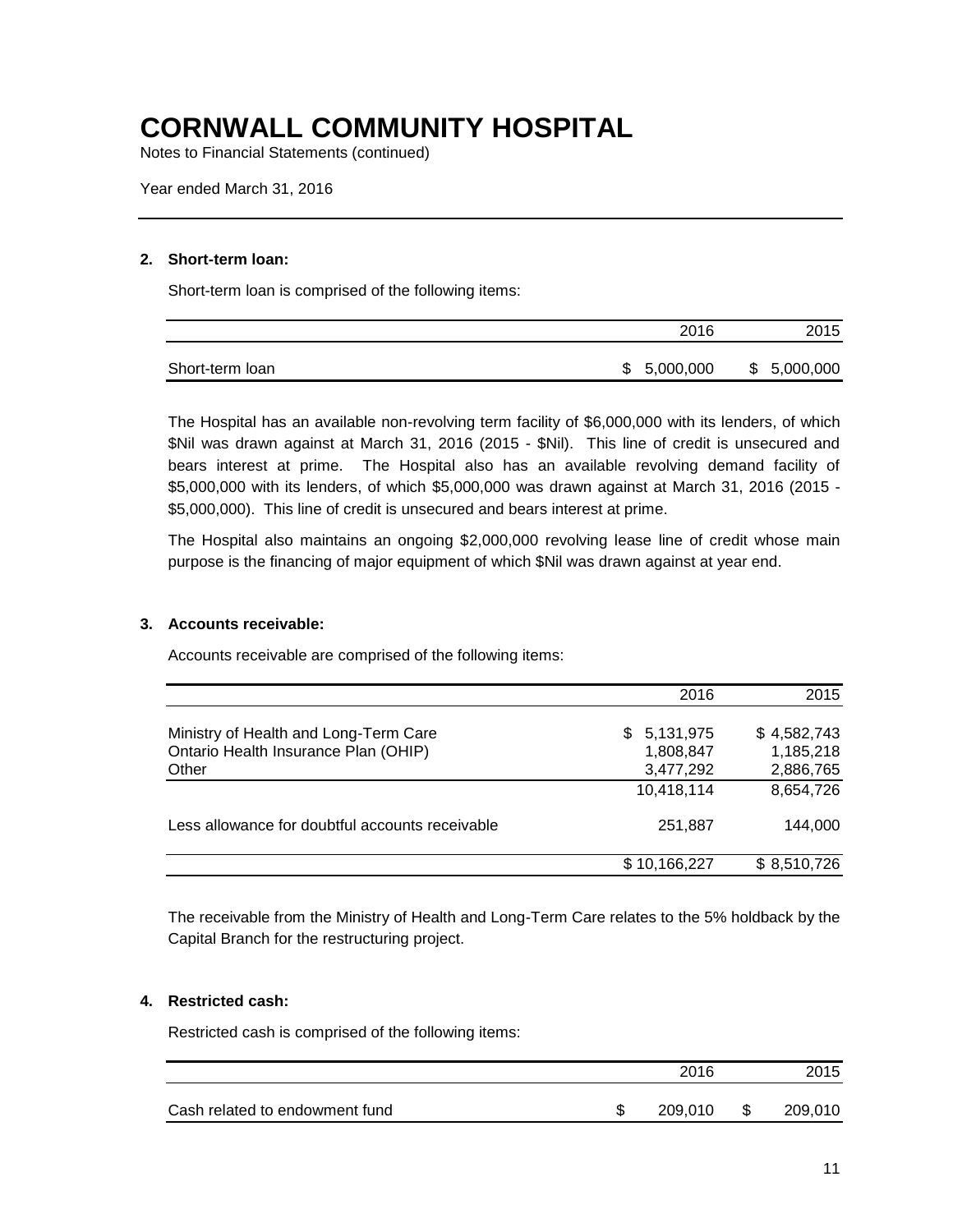# CORNWALL COMMUNITY HOSPITAL

Notes to Financial Statements (continued)

Year ended March 31, 2016

## 2. Short-term loan:

Short-term loan is comprised of the following items:

| | 2016 | 2015 |
|---|---|---|
| Short-term loan | $ 5,000,000 | $ 5,000,000 |

The Hospital has an available non-revolving term facility of $6,000,000 with its lenders, of which $Nil was drawn against at March 31, 2016 (2015 - $Nil). This line of credit is unsecured and bears interest at prime. The Hospital also has an available revolving demand facility of $5,000,000 with its lenders, of which $5,000,000 was drawn against at March 31, 2016 (2015 - $5,000,000). This line of credit is unsecured and bears interest at prime.

The Hospital also maintains an ongoing $2,000,000 revolving lease line of credit whose main purpose is the financing of major equipment of which $Nil was drawn against at year end.

## 3. Accounts receivable:

Accounts receivable are comprised of the following items:

| | 2016 | 2015 |
|---|---|---|
| Ministry of Health and Long-Term Care | $ 5,131,975 | $ 4,582,743 |
| Ontario Health Insurance Plan (OHIP) | 1,808,847 | 1,185,218 |
| Other | 3,477,292 | 2,886,765 |
| | 10,418,114 | 8,654,726 |
| Less allowance for doubtful accounts receivable | 251,887 | 144,000 |
| | $ 10,166,227 | $ 8,510,726 |

The receivable from the Ministry of Health and Long-Term Care relates to the 5% holdback by the Capital Branch for the restructuring project.

## 4. Restricted cash:

Restricted cash is comprised of the following items:

| | 2016 | 2015 |
|---|---|---|
| Cash related to endowment fund | $ 209,010 | $ 209,010 |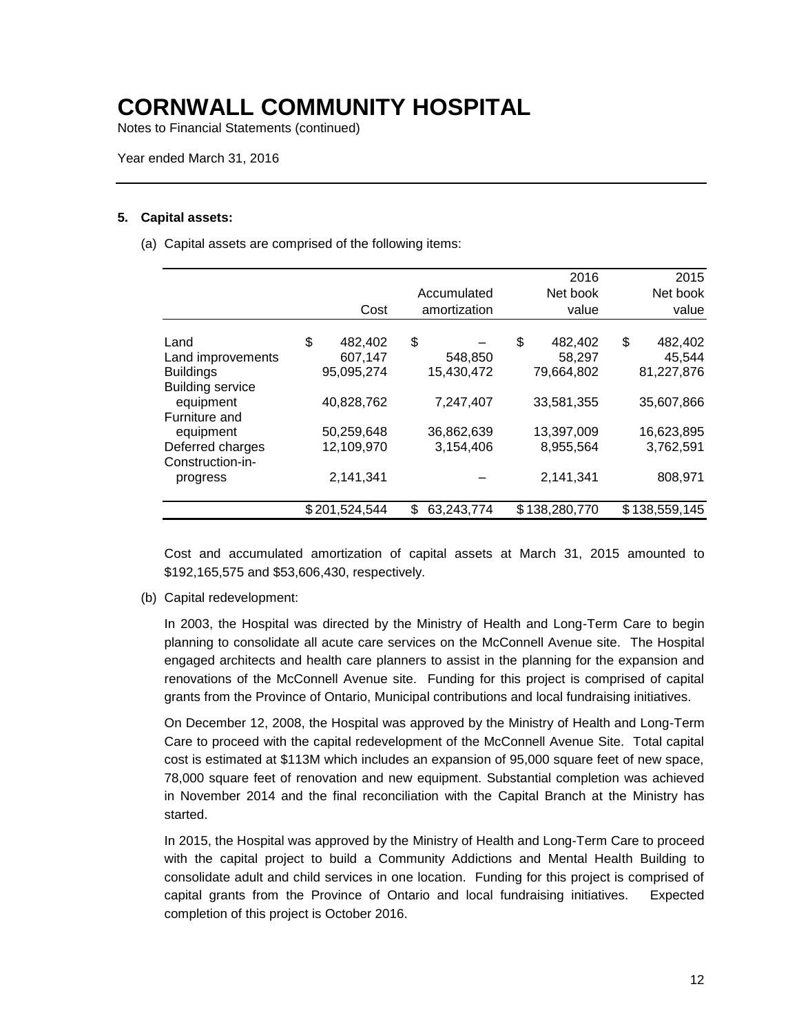# CORNWALL COMMUNITY HOSPITAL

Notes to Financial Statements (continued)

Year ended March 31, 2016

### 5. Capital assets:

(a) Capital assets are comprised of the following items:

| | Cost | Accumulated amortization | 2016 Net book value | 2015 Net book value |
|---|---|---|---|---|
| Land | $ 482,402 | $ – | $ 482,402 | $ 482,402 |
| Land improvements | 607,147 | 548,850 | 58,297 | 45,544 |
| Buildings | 95,095,274 | 15,430,472 | 79,664,802 | 81,227,876 |
| Building service equipment | 40,828,762 | 7,247,407 | 33,581,355 | 35,607,866 |
| Furniture and equipment | 50,259,648 | 36,862,639 | 13,397,009 | 16,623,895 |
| Deferred charges | 12,109,970 | 3,154,406 | 8,955,564 | 3,762,591 |
| Construction-in-progress | 2,141,341 | – | 2,141,341 | 808,971 |
| | $ 201,524,544 | $ 63,243,774 | $ 138,280,770 | $ 138,559,145 |

Cost and accumulated amortization of capital assets at March 31, 2015 amounted to $192,165,575 and $53,606,430, respectively.

(b) Capital redevelopment:

In 2003, the Hospital was directed by the Ministry of Health and Long-Term Care to begin planning to consolidate all acute care services on the McConnell Avenue site. The Hospital engaged architects and health care planners to assist in the planning for the expansion and renovations of the McConnell Avenue site. Funding for this project is comprised of capital grants from the Province of Ontario, Municipal contributions and local fundraising initiatives.

On December 12, 2008, the Hospital was approved by the Ministry of Health and Long-Term Care to proceed with the capital redevelopment of the McConnell Avenue Site. Total capital cost is estimated at $113M which includes an expansion of 95,000 square feet of new space, 78,000 square feet of renovation and new equipment. Substantial completion was achieved in November 2014 and the final reconciliation with the Capital Branch at the Ministry has started.

In 2015, the Hospital was approved by the Ministry of Health and Long-Term Care to proceed with the capital project to build a Community Addictions and Mental Health Building to consolidate adult and child services in one location. Funding for this project is comprised of capital grants from the Province of Ontario and local fundraising initiatives. Expected completion of this project is October 2016.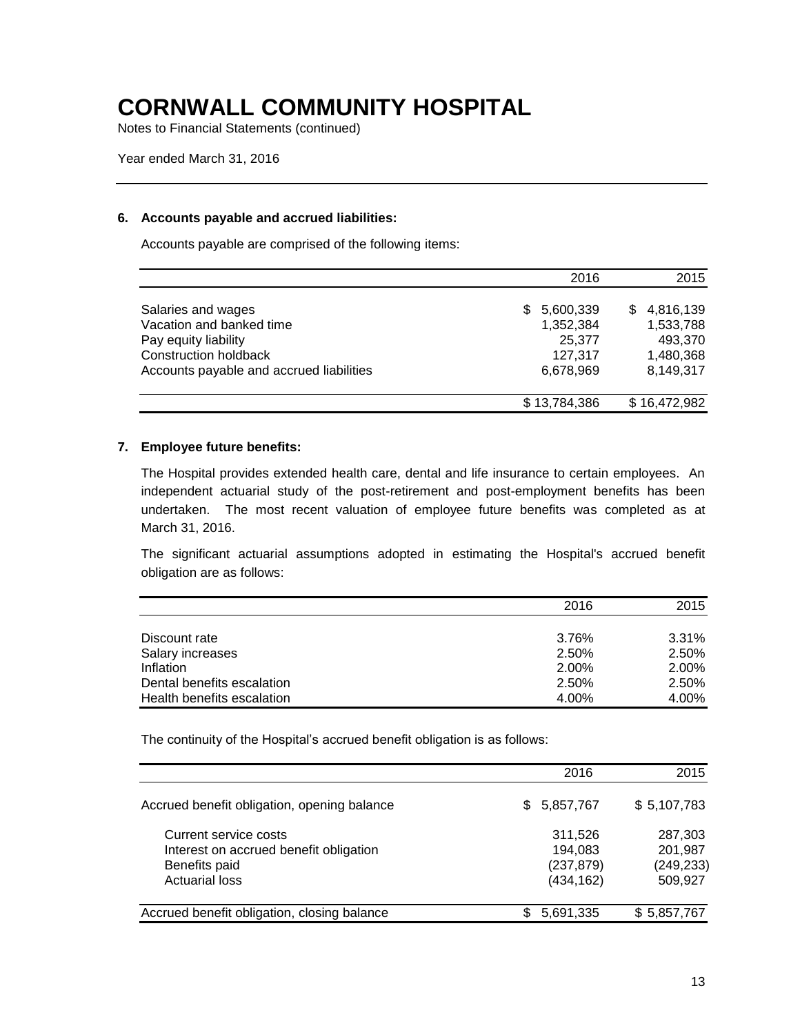# CORNWALL COMMUNITY HOSPITAL

Notes to Financial Statements (continued)

Year ended March 31, 2016

## 6. Accounts payable and accrued liabilities:

Accounts payable are comprised of the following items:

| | 2016 | 2015 |
|---|---|---|
| Salaries and wages | $ 5,600,339 | $ 4,816,139 |
| Vacation and banked time | 1,352,384 | 1,533,788 |
| Pay equity liability | 25,377 | 493,370 |
| Construction holdback | 127,317 | 1,480,368 |
| Accounts payable and accrued liabilities | 6,678,969 | 8,149,317 |
| | $ 13,784,386 | $ 16,472,982 |

## 7. Employee future benefits:

The Hospital provides extended health care, dental and life insurance to certain employees. An independent actuarial study of the post-retirement and post-employment benefits has been undertaken. The most recent valuation of employee future benefits was completed as at March 31, 2016.

The significant actuarial assumptions adopted in estimating the Hospital's accrued benefit obligation are as follows:

| | 2016 | 2015 |
|---|---|---|
| Discount rate | 3.76% | 3.31% |
| Salary increases | 2.50% | 2.50% |
| Inflation | 2.00% | 2.00% |
| Dental benefits escalation | 2.50% | 2.50% |
| Health benefits escalation | 4.00% | 4.00% |

The continuity of the Hospital's accrued benefit obligation is as follows:

| | 2016 | 2015 |
|---|---|---|
| Accrued benefit obligation, opening balance | $ 5,857,767 | $ 5,107,783 |
| Current service costs | 311,526 | 287,303 |
| Interest on accrued benefit obligation | 194,083 | 201,987 |
| Benefits paid | (237,879) | (249,233) |
| Actuarial loss | (434,162) | 509,927 |
| Accrued benefit obligation, closing balance | $ 5,691,335 | $ 5,857,767 |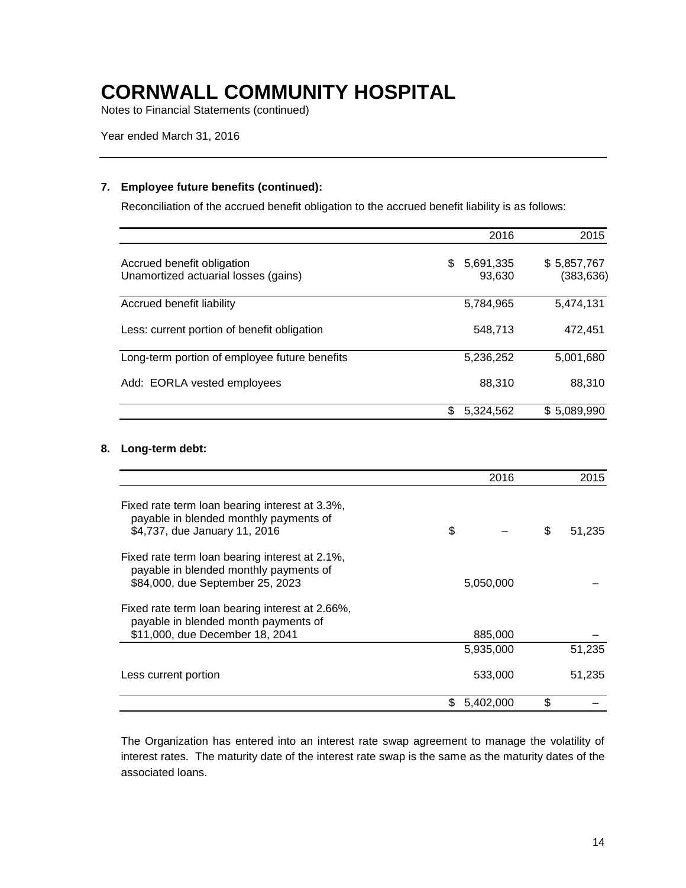# CORNWALL COMMUNITY HOSPITAL

Notes to Financial Statements (continued)

Year ended March 31, 2016

### 7. Employee future benefits (continued):

Reconciliation of the accrued benefit obligation to the accrued benefit liability is as follows:

| | 2016 | 2015 |
|---|---|---|
| Accrued benefit obligation | $ 5,691,335 | $ 5,857,767 |
| Unamortized actuarial losses (gains) | 93,630 | (383,636) |
| Accrued benefit liability | 5,784,965 | 5,474,131 |
| Less: current portion of benefit obligation | 548,713 | 472,451 |
| Long-term portion of employee future benefits | 5,236,252 | 5,001,680 |
| Add: EORLA vested employees | 88,310 | 88,310 |
| | $ 5,324,562 | $ 5,089,990 |

### 8. Long-term debt:

| | 2016 | 2015 |
|---|---|---|
| Fixed rate term loan bearing interest at 3.3%, payable in blended monthly payments of $4,737, due January 11, 2016 | $ – | $ 51,235 |
| Fixed rate term loan bearing interest at 2.1%, payable in blended monthly payments of $84,000, due September 25, 2023 | 5,050,000 | – |
| Fixed rate term loan bearing interest at 2.66%, payable in blended month payments of $11,000, due December 18, 2041 | 885,000 | – |
| | 5,935,000 | 51,235 |
| Less current portion | 533,000 | 51,235 |
| | $ 5,402,000 | $ – |

The Organization has entered into an interest rate swap agreement to manage the volatility of interest rates. The maturity date of the interest rate swap is the same as the maturity dates of the associated loans.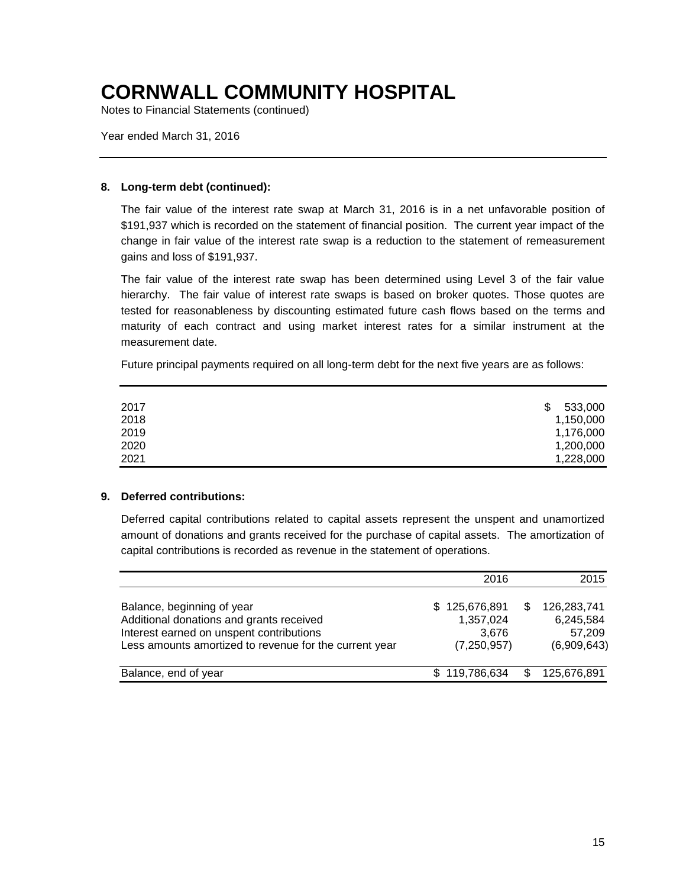# CORNWALL COMMUNITY HOSPITAL

Notes to Financial Statements (continued)

Year ended March 31, 2016

**8. Long-term debt (continued):**

The fair value of the interest rate swap at March 31, 2016 is in a net unfavorable position of $191,937 which is recorded on the statement of financial position. The current year impact of the change in fair value of the interest rate swap is a reduction to the statement of remeasurement gains and loss of $191,937.

The fair value of the interest rate swap has been determined using Level 3 of the fair value hierarchy. The fair value of interest rate swaps is based on broker quotes. Those quotes are tested for reasonableness by discounting estimated future cash flows based on the terms and maturity of each contract and using market interest rates for a similar instrument at the measurement date.

Future principal payments required on all long-term debt for the next five years are as follows:

| | |
|---|---|
| 2017 | $ 533,000 |
| 2018 | 1,150,000 |
| 2019 | 1,176,000 |
| 2020 | 1,200,000 |
| 2021 | 1,228,000 |

**9. Deferred contributions:**

Deferred capital contributions related to capital assets represent the unspent and unamortized amount of donations and grants received for the purchase of capital assets. The amortization of capital contributions is recorded as revenue in the statement of operations.

| | 2016 | 2015 |
|---|---|---|
| Balance, beginning of year | $ 125,676,891 | $ 126,283,741 |
| Additional donations and grants received | 1,357,024 | 6,245,584 |
| Interest earned on unspent contributions | 3,676 | 57,209 |
| Less amounts amortized to revenue for the current year | (7,250,957) | (6,909,643) |
| Balance, end of year | $ 119,786,634 | $ 125,676,891 |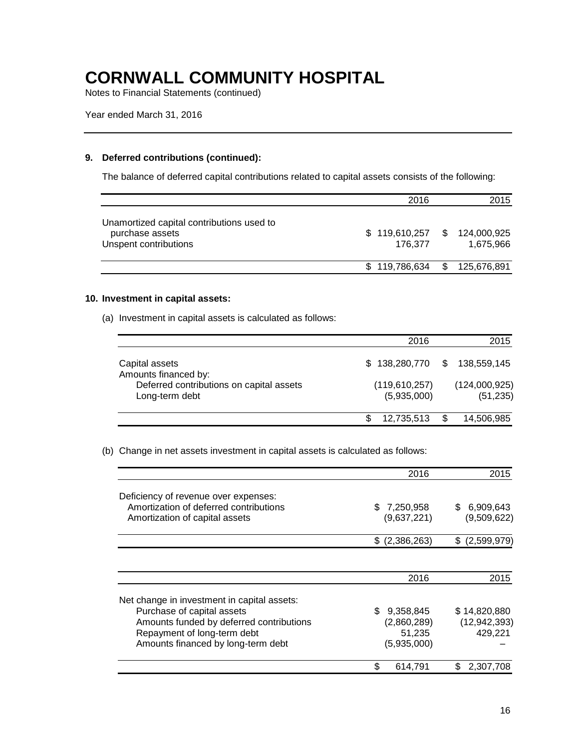# CORNWALL COMMUNITY HOSPITAL

Notes to Financial Statements (continued)

Year ended March 31, 2016

## 9. Deferred contributions (continued):

The balance of deferred capital contributions related to capital assets consists of the following:

| | 2016 | 2015 |
|---|---|---|
| Unamortized capital contributions used to purchase assets | $ 119,610,257 | $ 124,000,925 |
| Unspent contributions | 176,377 | 1,675,966 |
| | $ 119,786,634 | $ 125,676,891 |

## 10. Investment in capital assets:

(a) Investment in capital assets is calculated as follows:

| | 2016 | 2015 |
|---|---|---|
| Capital assets | $ 138,280,770 | $ 138,559,145 |
| Amounts financed by: | | |
| Deferred contributions on capital assets | (119,610,257) | (124,000,925) |
| Long-term debt | (5,935,000) | (51,235) |
| | $ 12,735,513 | $ 14,506,985 |

(b) Change in net assets investment in capital assets is calculated as follows:

| | 2016 | 2015 |
|---|---|---|
| Deficiency of revenue over expenses: | | |
| Amortization of deferred contributions | $ 7,250,958 | $ 6,909,643 |
| Amortization of capital assets | (9,637,221) | (9,509,622) |
| | $ (2,386,263) | $ (2,599,979) |

| | 2016 | 2015 |
|---|---|---|
| Net change in investment in capital assets: | | |
| Purchase of capital assets | $ 9,358,845 | $ 14,820,880 |
| Amounts funded by deferred contributions | (2,860,289) | (12,942,393) |
| Repayment of long-term debt | 51,235 | 429,221 |
| Amounts financed by long-term debt | (5,935,000) | – |
| | $ 614,791 | $ 2,307,708 |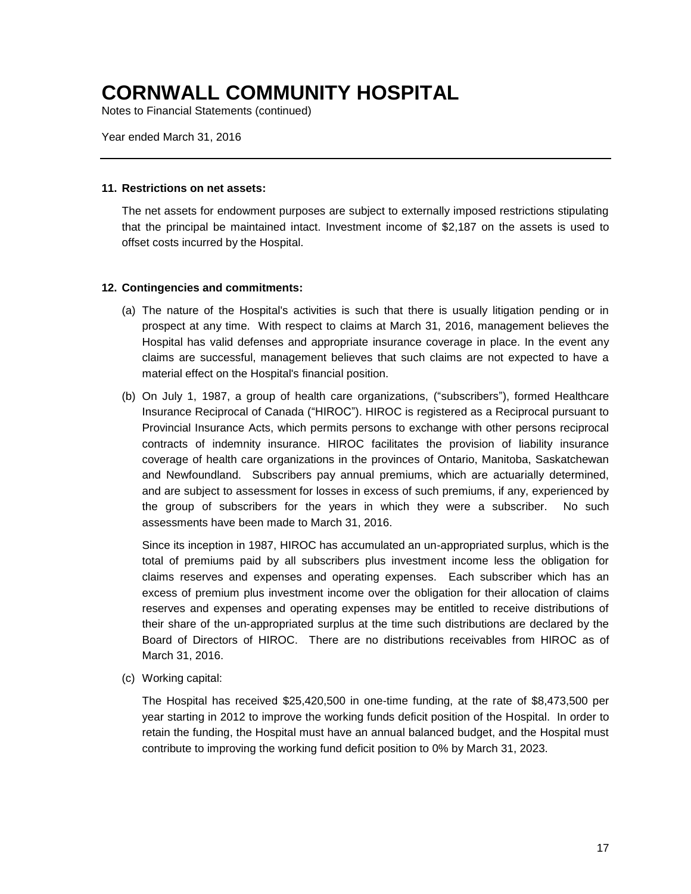# CORNWALL COMMUNITY HOSPITAL

Notes to Financial Statements (continued)

Year ended March 31, 2016

---

**11. Restrictions on net assets:**

The net assets for endowment purposes are subject to externally imposed restrictions stipulating that the principal be maintained intact. Investment income of $2,187 on the assets is used to offset costs incurred by the Hospital.

**12. Contingencies and commitments:**

(a) The nature of the Hospital's activities is such that there is usually litigation pending or in prospect at any time. With respect to claims at March 31, 2016, management believes the Hospital has valid defenses and appropriate insurance coverage in place. In the event any claims are successful, management believes that such claims are not expected to have a material effect on the Hospital's financial position.

(b) On July 1, 1987, a group of health care organizations, ("subscribers"), formed Healthcare Insurance Reciprocal of Canada ("HIROC"). HIROC is registered as a Reciprocal pursuant to Provincial Insurance Acts, which permits persons to exchange with other persons reciprocal contracts of indemnity insurance. HIROC facilitates the provision of liability insurance coverage of health care organizations in the provinces of Ontario, Manitoba, Saskatchewan and Newfoundland. Subscribers pay annual premiums, which are actuarially determined, and are subject to assessment for losses in excess of such premiums, if any, experienced by the group of subscribers for the years in which they were a subscriber. No such assessments have been made to March 31, 2016.

Since its inception in 1987, HIROC has accumulated an un-appropriated surplus, which is the total of premiums paid by all subscribers plus investment income less the obligation for claims reserves and expenses and operating expenses. Each subscriber which has an excess of premium plus investment income over the obligation for their allocation of claims reserves and expenses and operating expenses may be entitled to receive distributions of their share of the un-appropriated surplus at the time such distributions are declared by the Board of Directors of HIROC. There are no distributions receivables from HIROC as of March 31, 2016.

(c) Working capital:

The Hospital has received $25,420,500 in one-time funding, at the rate of $8,473,500 per year starting in 2012 to improve the working funds deficit position of the Hospital. In order to retain the funding, the Hospital must have an annual balanced budget, and the Hospital must contribute to improving the working fund deficit position to 0% by March 31, 2023.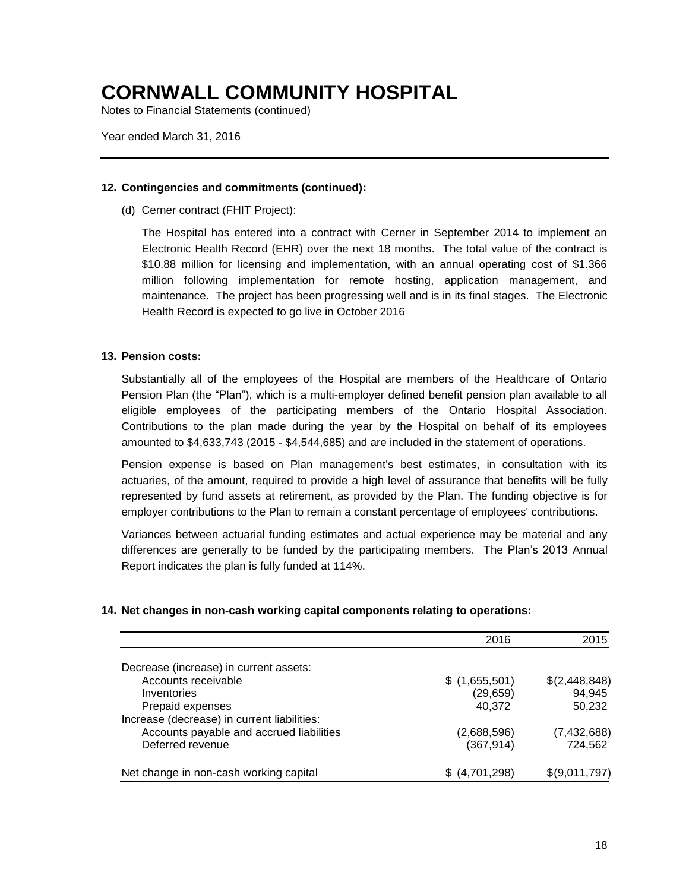# CORNWALL COMMUNITY HOSPITAL

Notes to Financial Statements (continued)

Year ended March 31, 2016

### 12. Contingencies and commitments (continued):

(d) Cerner contract (FHIT Project):

The Hospital has entered into a contract with Cerner in September 2014 to implement an Electronic Health Record (EHR) over the next 18 months. The total value of the contract is \$10.88 million for licensing and implementation, with an annual operating cost of \$1.366 million following implementation for remote hosting, application management, and maintenance. The project has been progressing well and is in its final stages. The Electronic Health Record is expected to go live in October 2016

### 13. Pension costs:

Substantially all of the employees of the Hospital are members of the Healthcare of Ontario Pension Plan (the "Plan"), which is a multi-employer defined benefit pension plan available to all eligible employees of the participating members of the Ontario Hospital Association. Contributions to the plan made during the year by the Hospital on behalf of its employees amounted to \$4,633,743 (2015 - \$4,544,685) and are included in the statement of operations.

Pension expense is based on Plan management's best estimates, in consultation with its actuaries, of the amount, required to provide a high level of assurance that benefits will be fully represented by fund assets at retirement, as provided by the Plan. The funding objective is for employer contributions to the Plan to remain a constant percentage of employees' contributions.

Variances between actuarial funding estimates and actual experience may be material and any differences are generally to be funded by the participating members. The Plan's 2013 Annual Report indicates the plan is fully funded at 114%.

### 14. Net changes in non-cash working capital components relating to operations:

| | 2016 | 2015 |
|---|---|---|
| Decrease (increase) in current assets: | | |
| Accounts receivable | \$ (1,655,501) | \$(2,448,848) |
| Inventories | (29,659) | 94,945 |
| Prepaid expenses | 40,372 | 50,232 |
| Increase (decrease) in current liabilities: | | |
| Accounts payable and accrued liabilities | (2,688,596) | (7,432,688) |
| Deferred revenue | (367,914) | 724,562 |
| Net change in non-cash working capital | \$ (4,701,298) | \$(9,011,797) |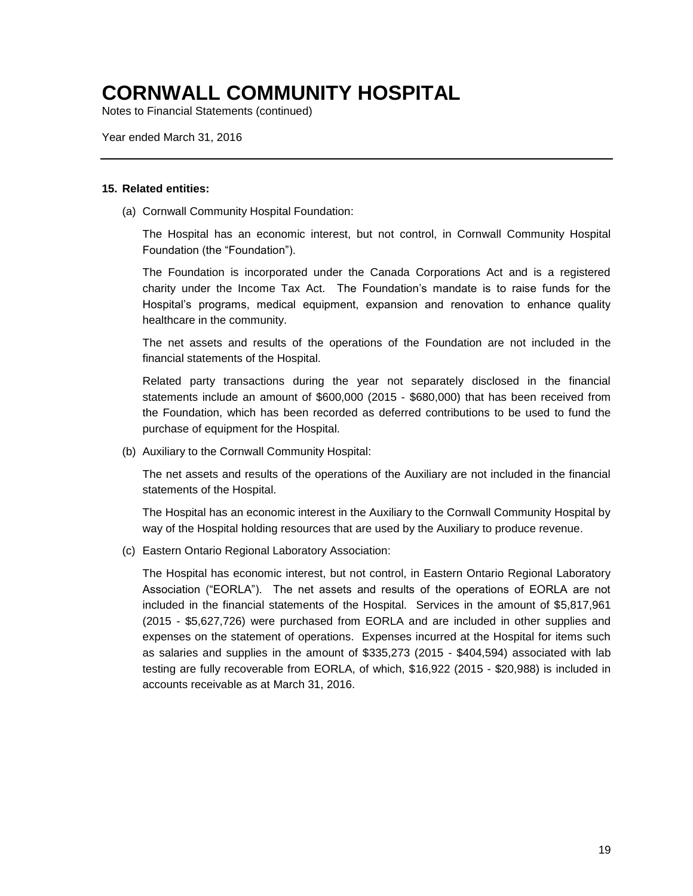# CORNWALL COMMUNITY HOSPITAL

Notes to Financial Statements (continued)

Year ended March 31, 2016

**15. Related entities:**

(a) Cornwall Community Hospital Foundation:

The Hospital has an economic interest, but not control, in Cornwall Community Hospital Foundation (the "Foundation").

The Foundation is incorporated under the Canada Corporations Act and is a registered charity under the Income Tax Act. The Foundation's mandate is to raise funds for the Hospital's programs, medical equipment, expansion and renovation to enhance quality healthcare in the community.

The net assets and results of the operations of the Foundation are not included in the financial statements of the Hospital.

Related party transactions during the year not separately disclosed in the financial statements include an amount of $600,000 (2015 - $680,000) that has been received from the Foundation, which has been recorded as deferred contributions to be used to fund the purchase of equipment for the Hospital.

(b) Auxiliary to the Cornwall Community Hospital:

The net assets and results of the operations of the Auxiliary are not included in the financial statements of the Hospital.

The Hospital has an economic interest in the Auxiliary to the Cornwall Community Hospital by way of the Hospital holding resources that are used by the Auxiliary to produce revenue.

(c) Eastern Ontario Regional Laboratory Association:

The Hospital has economic interest, but not control, in Eastern Ontario Regional Laboratory Association ("EORLA"). The net assets and results of the operations of EORLA are not included in the financial statements of the Hospital. Services in the amount of $5,817,961 (2015 - $5,627,726) were purchased from EORLA and are included in other supplies and expenses on the statement of operations. Expenses incurred at the Hospital for items such as salaries and supplies in the amount of $335,273 (2015 - $404,594) associated with lab testing are fully recoverable from EORLA, of which, $16,922 (2015 - $20,988) is included in accounts receivable as at March 31, 2016.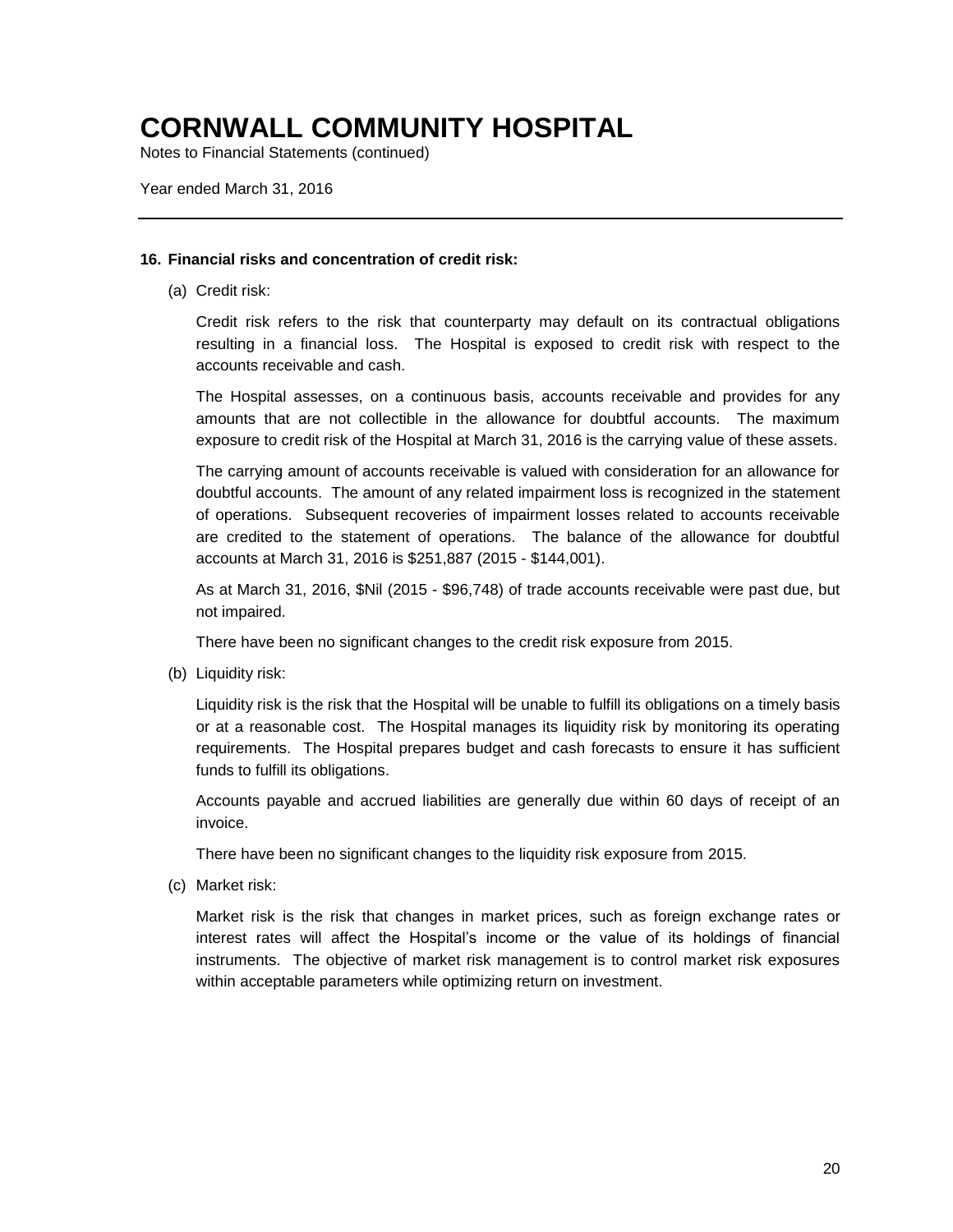# CORNWALL COMMUNITY HOSPITAL

Notes to Financial Statements (continued)

Year ended March 31, 2016

---

## 16. Financial risks and concentration of credit risk:

(a) Credit risk:

Credit risk refers to the risk that counterparty may default on its contractual obligations resulting in a financial loss. The Hospital is exposed to credit risk with respect to the accounts receivable and cash.

The Hospital assesses, on a continuous basis, accounts receivable and provides for any amounts that are not collectible in the allowance for doubtful accounts. The maximum exposure to credit risk of the Hospital at March 31, 2016 is the carrying value of these assets.

The carrying amount of accounts receivable is valued with consideration for an allowance for doubtful accounts. The amount of any related impairment loss is recognized in the statement of operations. Subsequent recoveries of impairment losses related to accounts receivable are credited to the statement of operations. The balance of the allowance for doubtful accounts at March 31, 2016 is $251,887 (2015 - $144,001).

As at March 31, 2016, $Nil (2015 - $96,748) of trade accounts receivable were past due, but not impaired.

There have been no significant changes to the credit risk exposure from 2015.

(b) Liquidity risk:

Liquidity risk is the risk that the Hospital will be unable to fulfill its obligations on a timely basis or at a reasonable cost. The Hospital manages its liquidity risk by monitoring its operating requirements. The Hospital prepares budget and cash forecasts to ensure it has sufficient funds to fulfill its obligations.

Accounts payable and accrued liabilities are generally due within 60 days of receipt of an invoice.

There have been no significant changes to the liquidity risk exposure from 2015.

(c) Market risk:

Market risk is the risk that changes in market prices, such as foreign exchange rates or interest rates will affect the Hospital's income or the value of its holdings of financial instruments. The objective of market risk management is to control market risk exposures within acceptable parameters while optimizing return on investment.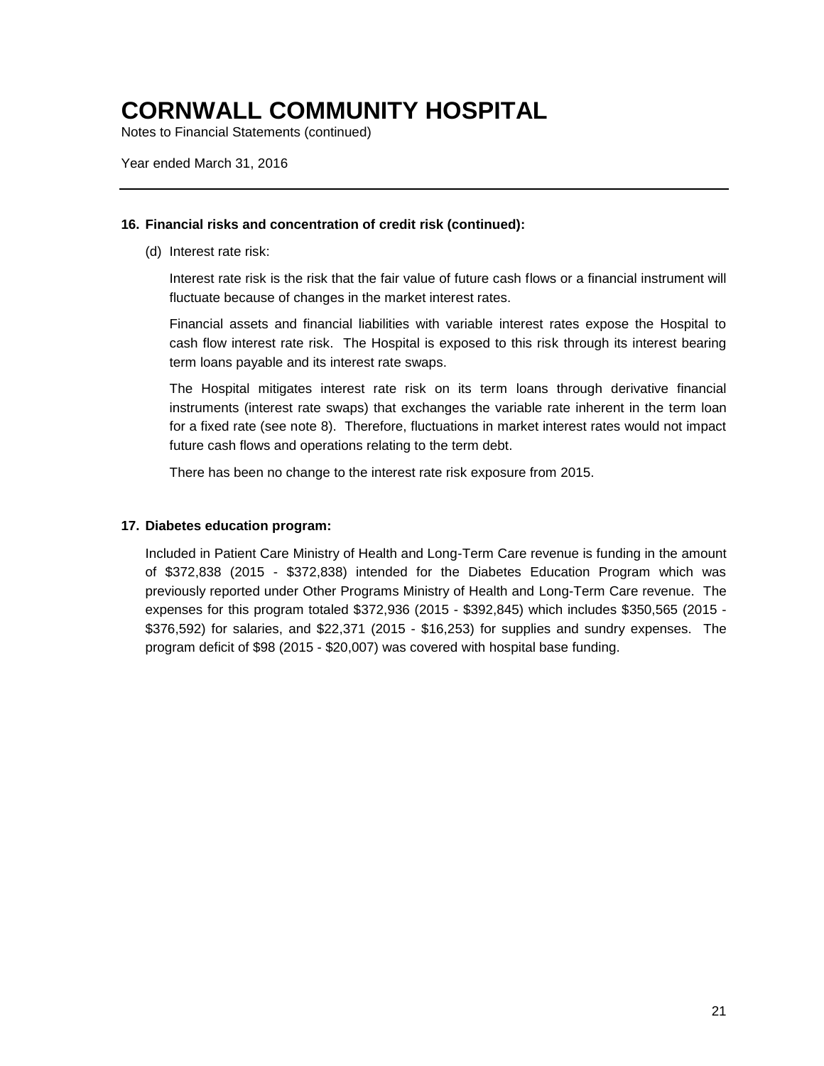# CORNWALL COMMUNITY HOSPITAL

Notes to Financial Statements (continued)

Year ended March 31, 2016

---

**16. Financial risks and concentration of credit risk (continued):**

(d) Interest rate risk:

Interest rate risk is the risk that the fair value of future cash flows or a financial instrument will fluctuate because of changes in the market interest rates.

Financial assets and financial liabilities with variable interest rates expose the Hospital to cash flow interest rate risk. The Hospital is exposed to this risk through its interest bearing term loans payable and its interest rate swaps.

The Hospital mitigates interest rate risk on its term loans through derivative financial instruments (interest rate swaps) that exchanges the variable rate inherent in the term loan for a fixed rate (see note 8). Therefore, fluctuations in market interest rates would not impact future cash flows and operations relating to the term debt.

There has been no change to the interest rate risk exposure from 2015.

**17. Diabetes education program:**

Included in Patient Care Ministry of Health and Long-Term Care revenue is funding in the amount of $372,838 (2015 - $372,838) intended for the Diabetes Education Program which was previously reported under Other Programs Ministry of Health and Long-Term Care revenue. The expenses for this program totaled $372,936 (2015 - $392,845) which includes $350,565 (2015 - $376,592) for salaries, and $22,371 (2015 - $16,253) for supplies and sundry expenses. The program deficit of $98 (2015 - $20,007) was covered with hospital base funding.